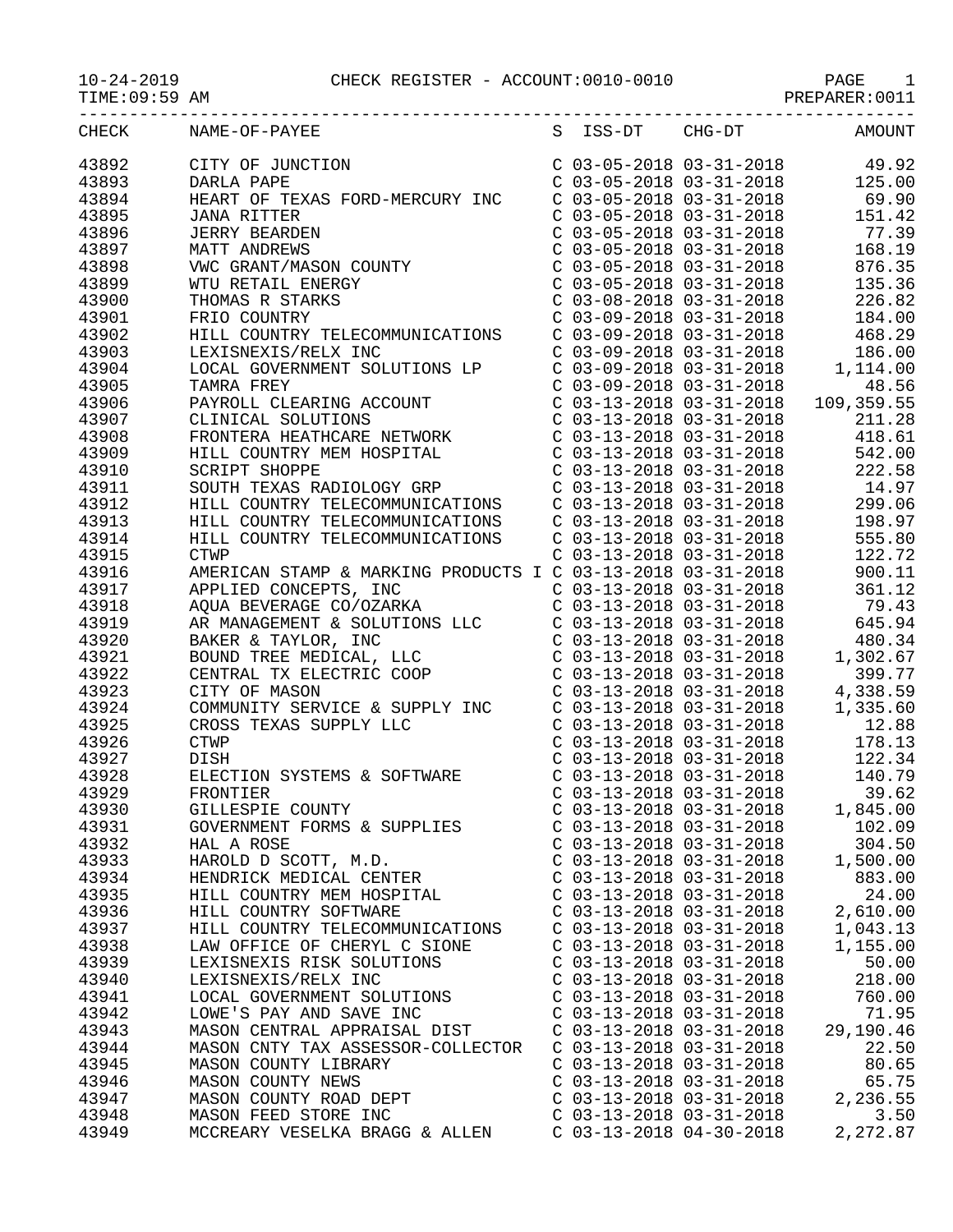# CHECK REGISTER - ACCOUNT:0010-0010

10-24-2019
TIME:09:59 AM
PREPARER:0011

| CHECK | NAME-OF-PAYEE | S | ISS-DT | CHG-DT | AMOUNT |
|---|---|---|---|---|---|
| 43892 | CITY OF JUNCTION | C | 03-05-2018 | 03-31-2018 | 49.92 |
| 43893 | DARLA PAPE | C | 03-05-2018 | 03-31-2018 | 125.00 |
| 43894 | HEART OF TEXAS FORD-MERCURY INC | C | 03-05-2018 | 03-31-2018 | 69.90 |
| 43895 | JANA RITTER | C | 03-05-2018 | 03-31-2018 | 151.42 |
| 43896 | JERRY BEARDEN | C | 03-05-2018 | 03-31-2018 | 77.39 |
| 43897 | MATT ANDREWS | C | 03-05-2018 | 03-31-2018 | 168.19 |
| 43898 | VWC GRANT/MASON COUNTY | C | 03-05-2018 | 03-31-2018 | 876.35 |
| 43899 | WTU RETAIL ENERGY | C | 03-05-2018 | 03-31-2018 | 135.36 |
| 43900 | THOMAS R STARKS | C | 03-08-2018 | 03-31-2018 | 226.82 |
| 43901 | FRIO COUNTRY | C | 03-09-2018 | 03-31-2018 | 184.00 |
| 43902 | HILL COUNTRY TELECOMMUNICATIONS | C | 03-09-2018 | 03-31-2018 | 468.29 |
| 43903 | LEXISNEXIS/RELX INC | C | 03-09-2018 | 03-31-2018 | 186.00 |
| 43904 | LOCAL GOVERNMENT SOLUTIONS LP | C | 03-09-2018 | 03-31-2018 | 1,114.00 |
| 43905 | TAMRA FREY | C | 03-09-2018 | 03-31-2018 | 48.56 |
| 43906 | PAYROLL CLEARING ACCOUNT | C | 03-13-2018 | 03-31-2018 | 109,359.55 |
| 43907 | CLINICAL SOLUTIONS | C | 03-13-2018 | 03-31-2018 | 211.28 |
| 43908 | FRONTERA HEATHCARE NETWORK | C | 03-13-2018 | 03-31-2018 | 418.61 |
| 43909 | HILL COUNTRY MEM HOSPITAL | C | 03-13-2018 | 03-31-2018 | 542.00 |
| 43910 | SCRIPT SHOPPE | C | 03-13-2018 | 03-31-2018 | 222.58 |
| 43911 | SOUTH TEXAS RADIOLOGY GRP | C | 03-13-2018 | 03-31-2018 | 14.97 |
| 43912 | HILL COUNTRY TELECOMMUNICATIONS | C | 03-13-2018 | 03-31-2018 | 299.06 |
| 43913 | HILL COUNTRY TELECOMMUNICATIONS | C | 03-13-2018 | 03-31-2018 | 198.97 |
| 43914 | HILL COUNTRY TELECOMMUNICATIONS | C | 03-13-2018 | 03-31-2018 | 555.80 |
| 43915 | CTWP | C | 03-13-2018 | 03-31-2018 | 122.72 |
| 43916 | AMERICAN STAMP & MARKING PRODUCTS I | C | 03-13-2018 | 03-31-2018 | 900.11 |
| 43917 | APPLIED CONCEPTS, INC | C | 03-13-2018 | 03-31-2018 | 361.12 |
| 43918 | AQUA BEVERAGE CO/OZARKA | C | 03-13-2018 | 03-31-2018 | 79.43 |
| 43919 | AR MANAGEMENT & SOLUTIONS LLC | C | 03-13-2018 | 03-31-2018 | 645.94 |
| 43920 | BAKER & TAYLOR, INC | C | 03-13-2018 | 03-31-2018 | 480.34 |
| 43921 | BOUND TREE MEDICAL, LLC | C | 03-13-2018 | 03-31-2018 | 1,302.67 |
| 43922 | CENTRAL TX ELECTRIC COOP | C | 03-13-2018 | 03-31-2018 | 399.77 |
| 43923 | CITY OF MASON | C | 03-13-2018 | 03-31-2018 | 4,338.59 |
| 43924 | COMMUNITY SERVICE & SUPPLY INC | C | 03-13-2018 | 03-31-2018 | 1,335.60 |
| 43925 | CROSS TEXAS SUPPLY LLC | C | 03-13-2018 | 03-31-2018 | 12.88 |
| 43926 | CTWP | C | 03-13-2018 | 03-31-2018 | 178.13 |
| 43927 | DISH | C | 03-13-2018 | 03-31-2018 | 122.34 |
| 43928 | ELECTION SYSTEMS & SOFTWARE | C | 03-13-2018 | 03-31-2018 | 140.79 |
| 43929 | FRONTIER | C | 03-13-2018 | 03-31-2018 | 39.62 |
| 43930 | GILLESPIE COUNTY | C | 03-13-2018 | 03-31-2018 | 1,845.00 |
| 43931 | GOVERNMENT FORMS & SUPPLIES | C | 03-13-2018 | 03-31-2018 | 102.09 |
| 43932 | HAL A ROSE | C | 03-13-2018 | 03-31-2018 | 304.50 |
| 43933 | HAROLD D SCOTT, M.D. | C | 03-13-2018 | 03-31-2018 | 1,500.00 |
| 43934 | HENDRICK MEDICAL CENTER | C | 03-13-2018 | 03-31-2018 | 883.00 |
| 43935 | HILL COUNTRY MEM HOSPITAL | C | 03-13-2018 | 03-31-2018 | 24.00 |
| 43936 | HILL COUNTRY SOFTWARE | C | 03-13-2018 | 03-31-2018 | 2,610.00 |
| 43937 | HILL COUNTRY TELECOMMUNICATIONS | C | 03-13-2018 | 03-31-2018 | 1,043.13 |
| 43938 | LAW OFFICE OF CHERYL C SIONE | C | 03-13-2018 | 03-31-2018 | 1,155.00 |
| 43939 | LEXISNEXIS RISK SOLUTIONS | C | 03-13-2018 | 03-31-2018 | 50.00 |
| 43940 | LEXISNEXIS/RELX INC | C | 03-13-2018 | 03-31-2018 | 218.00 |
| 43941 | LOCAL GOVERNMENT SOLUTIONS | C | 03-13-2018 | 03-31-2018 | 760.00 |
| 43942 | LOWE'S PAY AND SAVE INC | C | 03-13-2018 | 03-31-2018 | 71.95 |
| 43943 | MASON CENTRAL APPRAISAL DIST | C | 03-13-2018 | 03-31-2018 | 29,190.46 |
| 43944 | MASON CNTY TAX ASSESSOR-COLLECTOR | C | 03-13-2018 | 03-31-2018 | 22.50 |
| 43945 | MASON COUNTY LIBRARY | C | 03-13-2018 | 03-31-2018 | 80.65 |
| 43946 | MASON COUNTY NEWS | C | 03-13-2018 | 03-31-2018 | 65.75 |
| 43947 | MASON COUNTY ROAD DEPT | C | 03-13-2018 | 03-31-2018 | 2,236.55 |
| 43948 | MASON FEED STORE INC | C | 03-13-2018 | 03-31-2018 | 3.50 |
| 43949 | MCCREARY VESELKA BRAGG & ALLEN | C | 03-13-2018 | 04-30-2018 | 2,272.87 |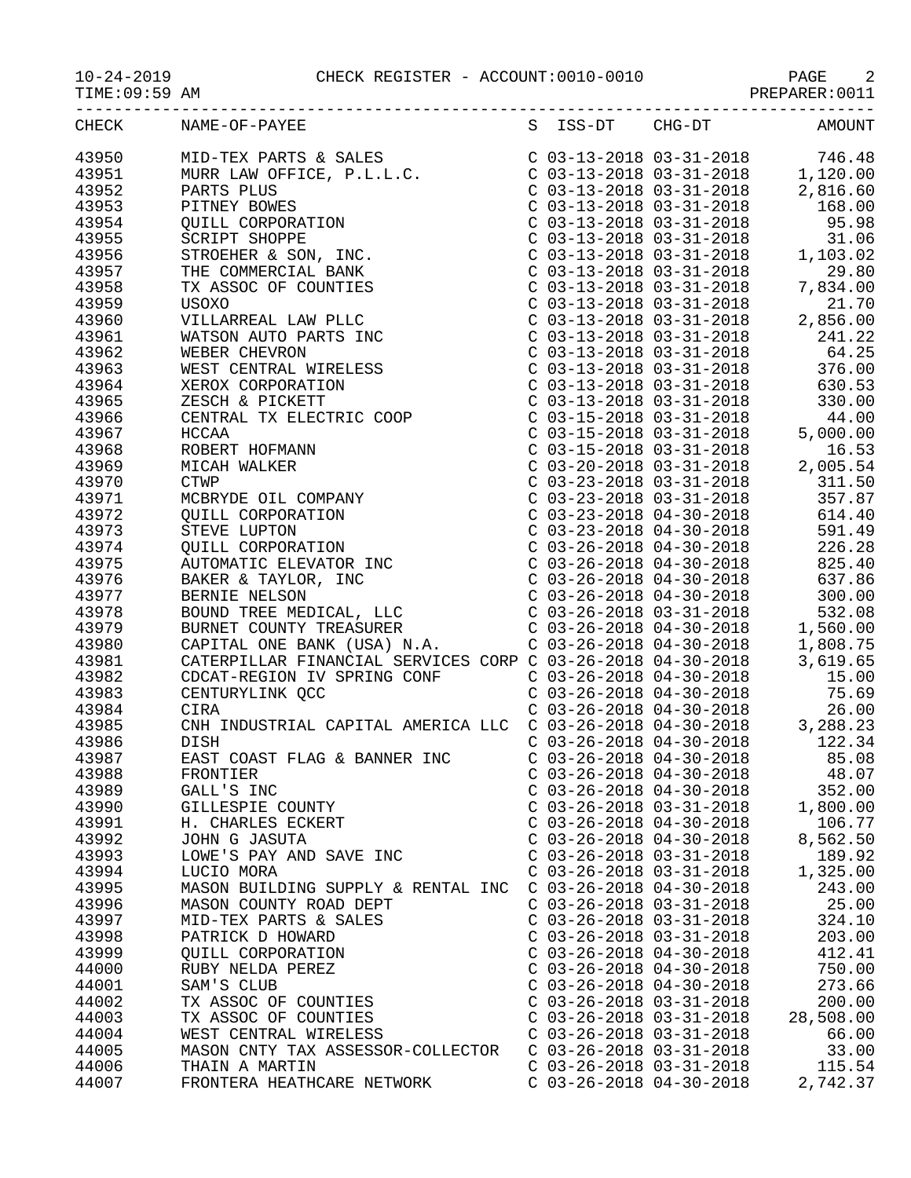CHECK REGISTER - ACCOUNT:0010-0010

| CHECK | NAME-OF-PAYEE | S | ISS-DT | CHG-DT | AMOUNT |
|---|---|---|---|---|---|
| 43950 | MID-TEX PARTS & SALES | C | 03-13-2018 | 03-31-2018 | 746.48 |
| 43951 | MURR LAW OFFICE, P.L.L.C. | C | 03-13-2018 | 03-31-2018 | 1,120.00 |
| 43952 | PARTS PLUS | C | 03-13-2018 | 03-31-2018 | 2,816.60 |
| 43953 | PITNEY BOWES | C | 03-13-2018 | 03-31-2018 | 168.00 |
| 43954 | QUILL CORPORATION | C | 03-13-2018 | 03-31-2018 | 95.98 |
| 43955 | SCRIPT SHOPPE | C | 03-13-2018 | 03-31-2018 | 31.06 |
| 43956 | STROEHER & SON, INC. | C | 03-13-2018 | 03-31-2018 | 1,103.02 |
| 43957 | THE COMMERCIAL BANK | C | 03-13-2018 | 03-31-2018 | 29.80 |
| 43958 | TX ASSOC OF COUNTIES | C | 03-13-2018 | 03-31-2018 | 7,834.00 |
| 43959 | USOXO | C | 03-13-2018 | 03-31-2018 | 21.70 |
| 43960 | VILLARREAL LAW PLLC | C | 03-13-2018 | 03-31-2018 | 2,856.00 |
| 43961 | WATSON AUTO PARTS INC | C | 03-13-2018 | 03-31-2018 | 241.22 |
| 43962 | WEBER CHEVRON | C | 03-13-2018 | 03-31-2018 | 64.25 |
| 43963 | WEST CENTRAL WIRELESS | C | 03-13-2018 | 03-31-2018 | 376.00 |
| 43964 | XEROX CORPORATION | C | 03-13-2018 | 03-31-2018 | 630.53 |
| 43965 | ZESCH & PICKETT | C | 03-13-2018 | 03-31-2018 | 330.00 |
| 43966 | CENTRAL TX ELECTRIC COOP | C | 03-15-2018 | 03-31-2018 | 44.00 |
| 43967 | HCCAA | C | 03-15-2018 | 03-31-2018 | 5,000.00 |
| 43968 | ROBERT HOFMANN | C | 03-15-2018 | 03-31-2018 | 16.53 |
| 43969 | MICAH WALKER | C | 03-20-2018 | 03-31-2018 | 2,005.54 |
| 43970 | CTWP | C | 03-23-2018 | 03-31-2018 | 311.50 |
| 43971 | MCBRYDE OIL COMPANY | C | 03-23-2018 | 03-31-2018 | 357.87 |
| 43972 | QUILL CORPORATION | C | 03-23-2018 | 04-30-2018 | 614.40 |
| 43973 | STEVE LUPTON | C | 03-23-2018 | 04-30-2018 | 591.49 |
| 43974 | QUILL CORPORATION | C | 03-26-2018 | 04-30-2018 | 226.28 |
| 43975 | AUTOMATIC ELEVATOR INC | C | 03-26-2018 | 04-30-2018 | 825.40 |
| 43976 | BAKER & TAYLOR, INC | C | 03-26-2018 | 04-30-2018 | 637.86 |
| 43977 | BERNIE NELSON | C | 03-26-2018 | 04-30-2018 | 300.00 |
| 43978 | BOUND TREE MEDICAL, LLC | C | 03-26-2018 | 03-31-2018 | 532.08 |
| 43979 | BURNET COUNTY TREASURER | C | 03-26-2018 | 04-30-2018 | 1,560.00 |
| 43980 | CAPITAL ONE BANK (USA) N.A. | C | 03-26-2018 | 04-30-2018 | 1,808.75 |
| 43981 | CATERPILLAR FINANCIAL SERVICES CORP | C | 03-26-2018 | 04-30-2018 | 3,619.65 |
| 43982 | CDCAT-REGION IV SPRING CONF | C | 03-26-2018 | 04-30-2018 | 15.00 |
| 43983 | CENTURYLINK QCC | C | 03-26-2018 | 04-30-2018 | 75.69 |
| 43984 | CIRA | C | 03-26-2018 | 04-30-2018 | 26.00 |
| 43985 | CNH INDUSTRIAL CAPITAL AMERICA LLC | C | 03-26-2018 | 04-30-2018 | 3,288.23 |
| 43986 | DISH | C | 03-26-2018 | 04-30-2018 | 122.34 |
| 43987 | EAST COAST FLAG & BANNER INC | C | 03-26-2018 | 04-30-2018 | 85.08 |
| 43988 | FRONTIER | C | 03-26-2018 | 04-30-2018 | 48.07 |
| 43989 | GALL'S INC | C | 03-26-2018 | 04-30-2018 | 352.00 |
| 43990 | GILLESPIE COUNTY | C | 03-26-2018 | 03-31-2018 | 1,800.00 |
| 43991 | H. CHARLES ECKERT | C | 03-26-2018 | 04-30-2018 | 106.77 |
| 43992 | JOHN G JASUTA | C | 03-26-2018 | 04-30-2018 | 8,562.50 |
| 43993 | LOWE'S PAY AND SAVE INC | C | 03-26-2018 | 03-31-2018 | 189.92 |
| 43994 | LUCIO MORA | C | 03-26-2018 | 03-31-2018 | 1,325.00 |
| 43995 | MASON BUILDING SUPPLY & RENTAL INC | C | 03-26-2018 | 04-30-2018 | 243.00 |
| 43996 | MASON COUNTY ROAD DEPT | C | 03-26-2018 | 03-31-2018 | 25.00 |
| 43997 | MID-TEX PARTS & SALES | C | 03-26-2018 | 03-31-2018 | 324.10 |
| 43998 | PATRICK D HOWARD | C | 03-26-2018 | 03-31-2018 | 203.00 |
| 43999 | QUILL CORPORATION | C | 03-26-2018 | 04-30-2018 | 412.41 |
| 44000 | RUBY NELDA PEREZ | C | 03-26-2018 | 04-30-2018 | 750.00 |
| 44001 | SAM'S CLUB | C | 03-26-2018 | 04-30-2018 | 273.66 |
| 44002 | TX ASSOC OF COUNTIES | C | 03-26-2018 | 03-31-2018 | 200.00 |
| 44003 | TX ASSOC OF COUNTIES | C | 03-26-2018 | 03-31-2018 | 28,508.00 |
| 44004 | WEST CENTRAL WIRELESS | C | 03-26-2018 | 03-31-2018 | 66.00 |
| 44005 | MASON CNTY TAX ASSESSOR-COLLECTOR | C | 03-26-2018 | 03-31-2018 | 33.00 |
| 44006 | THAIN A MARTIN | C | 03-26-2018 | 03-31-2018 | 115.54 |
| 44007 | FRONTERA HEATHCARE NETWORK | C | 03-26-2018 | 04-30-2018 | 2,742.37 |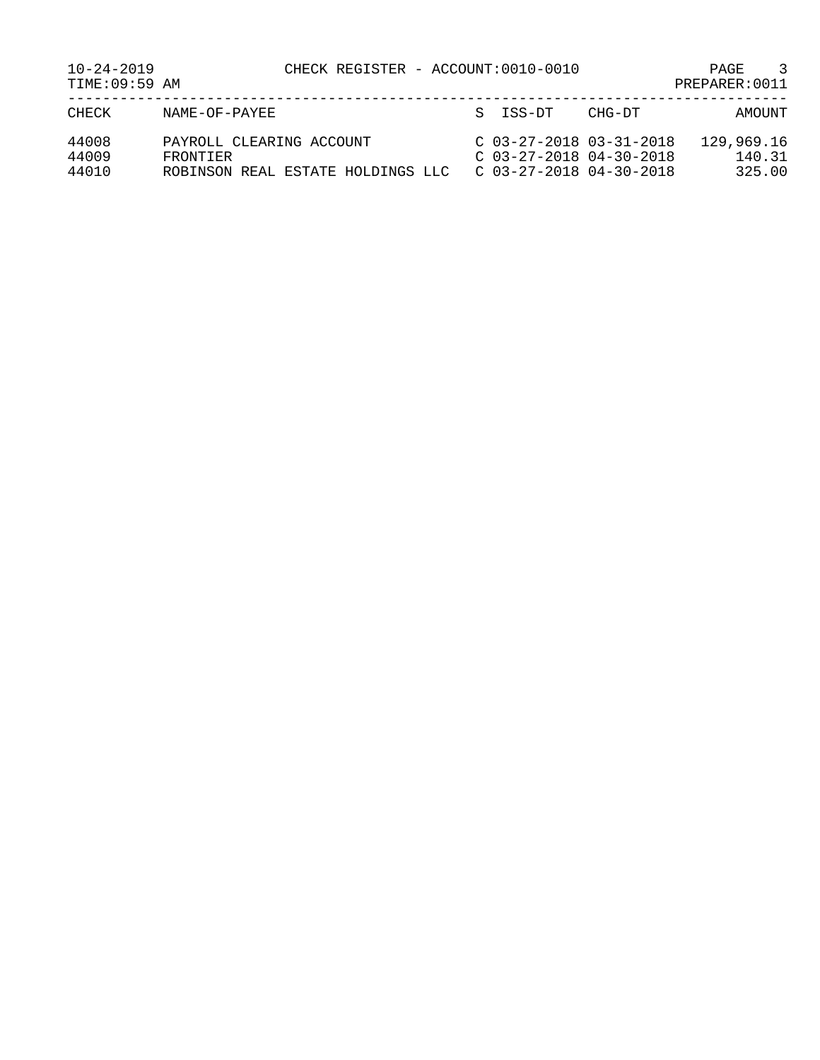10-24-2019 CHECK REGISTER - ACCOUNT:0010-0010

TIME:09:59 AM PREPARER:0011

| CHECK | NAME-OF-PAYEE | S | ISS-DT | CHG-DT | AMOUNT |
|---|---|---|---|---|---|
| 44008 | PAYROLL CLEARING ACCOUNT | C | 03-27-2018 | 03-31-2018 | 129,969.16 |
| 44009 | FRONTIER | C | 03-27-2018 | 04-30-2018 | 140.31 |
| 44010 | ROBINSON REAL ESTATE HOLDINGS LLC | C | 03-27-2018 | 04-30-2018 | 325.00 |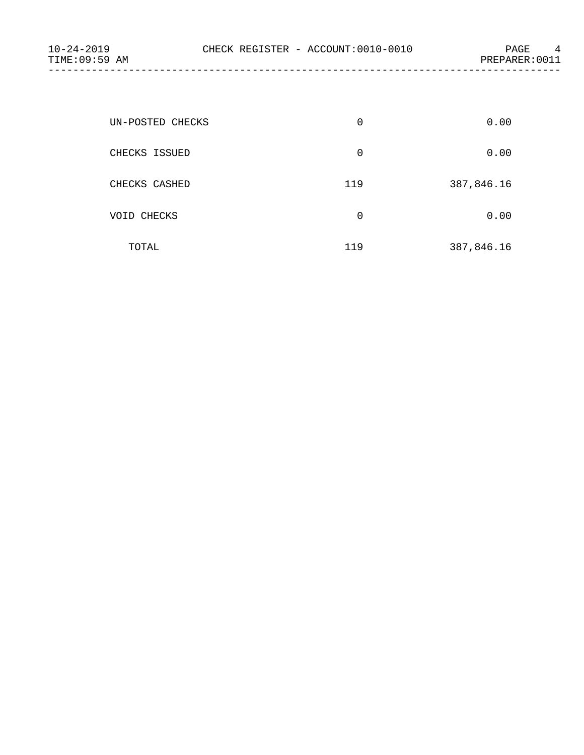| | | |
|---|---|---|
| UN-POSTED CHECKS | 0 | 0.00 |
| CHECKS ISSUED | 0 | 0.00 |
| CHECKS CASHED | 119 | 387,846.16 |
| VOID CHECKS | 0 | 0.00 |
| TOTAL | 119 | 387,846.16 |